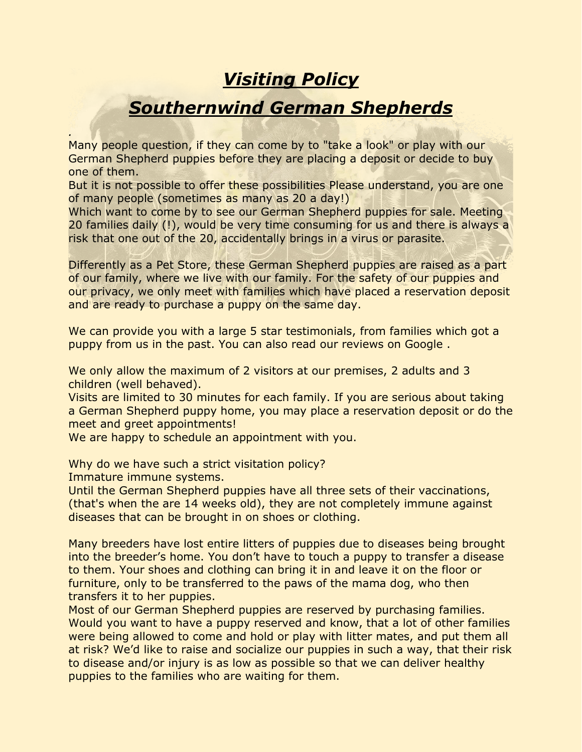# *Visiting Policy*

# *Southernwind German Shepherds*

.
Many people question, if they can come by to "take a look" or play with our German Shepherd puppies before they are placing a deposit or decide to buy one of them.
But it is not possible to offer these possibilities Please understand, you are one of many people (sometimes as many as 20 a day!)
Which want to come by to see our German Shepherd puppies for sale. Meeting 20 families daily (!), would be very time consuming for us and there is always a risk that one out of the 20, accidentally brings in a virus or parasite.

Differently as a Pet Store, these German Shepherd puppies are raised as a part of our family, where we live with our family. For the safety of our puppies and our privacy, we only meet with families which have placed a reservation deposit and are ready to purchase a puppy on the same day.

We can provide you with a large 5 star testimonials, from families which got a puppy from us in the past. You can also read our reviews on Google .

We only allow the maximum of 2 visitors at our premises, 2 adults and 3 children (well behaved).
Visits are limited to 30 minutes for each family. If you are serious about taking a German Shepherd puppy home, you may place a reservation deposit or do the meet and greet appointments!
We are happy to schedule an appointment with you.

Why do we have such a strict visitation policy?
Immature immune systems.
Until the German Shepherd puppies have all three sets of their vaccinations, (that's when the are 14 weeks old), they are not completely immune against diseases that can be brought in on shoes or clothing.

Many breeders have lost entire litters of puppies due to diseases being brought into the breeder's home. You don't have to touch a puppy to transfer a disease to them. Your shoes and clothing can bring it in and leave it on the floor or furniture, only to be transferred to the paws of the mama dog, who then transfers it to her puppies.
Most of our German Shepherd puppies are reserved by purchasing families. Would you want to have a puppy reserved and know, that a lot of other families were being allowed to come and hold or play with litter mates, and put them all at risk? We'd like to raise and socialize our puppies in such a way, that their risk to disease and/or injury is as low as possible so that we can deliver healthy puppies to the families who are waiting for them.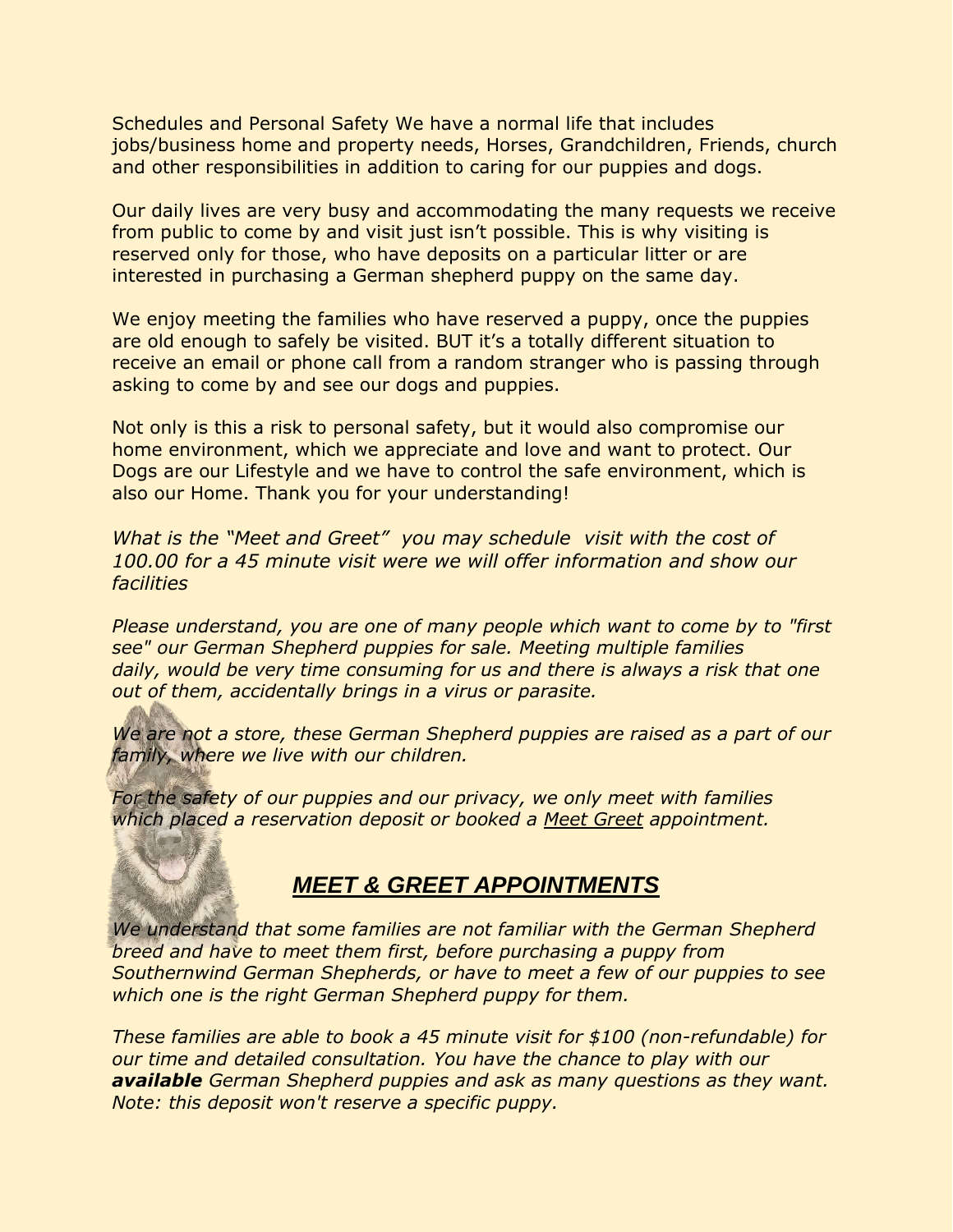Schedules and Personal Safety We have a normal life that includes jobs/business home and property needs, Horses, Grandchildren, Friends, church and other responsibilities in addition to caring for our puppies and dogs.

Our daily lives are very busy and accommodating the many requests we receive from public to come by and visit just isn't possible. This is why visiting is reserved only for those, who have deposits on a particular litter or are interested in purchasing a German shepherd puppy on the same day.

We enjoy meeting the families who have reserved a puppy, once the puppies are old enough to safely be visited. BUT it's a totally different situation to receive an email or phone call from a random stranger who is passing through asking to come by and see our dogs and puppies.

Not only is this a risk to personal safety, but it would also compromise our home environment, which we appreciate and love and want to protect. Our Dogs are our Lifestyle and we have to control the safe environment, which is also our Home. Thank you for your understanding!

*What is the "Meet and Greet" you may schedule visit with the cost of 100.00 for a 45 minute visit were we will offer information and show our facilities*

*Please understand, you are one of many people which want to come by to "first see" our German Shepherd puppies for sale. Meeting multiple families daily, would be very time consuming for us and there is always a risk that one out of them, accidentally brings in a virus or parasite.*

*We are not a store, these German Shepherd puppies are raised as a part of our family, where we live with our children.*

*For the safety of our puppies and our privacy, we only meet with families which placed a reservation deposit or booked a Meet Greet appointment.*

## ***MEET & GREET APPOINTMENTS***

*We understand that some families are not familiar with the German Shepherd breed and have to meet them first, before purchasing a puppy from Southernwind German Shepherds, or have to meet a few of our puppies to see which one is the right German Shepherd puppy for them.*

*These families are able to book a 45 minute visit for $100 (non-refundable) for our time and detailed consultation. You have the chance to play with our* ***available*** *German Shepherd puppies and ask as many questions as they want. Note: this deposit won't reserve a specific puppy.*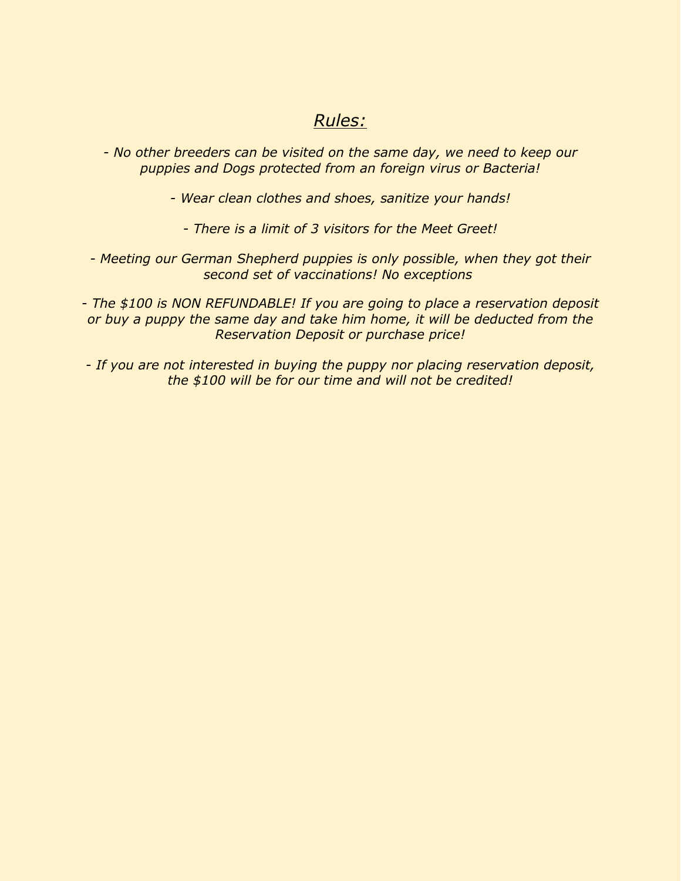## *Rules:*

*- No other breeders can be visited on the same day, we need to keep our puppies and Dogs protected from an foreign virus or Bacteria!*

*- Wear clean clothes and shoes, sanitize your hands!*

*- There is a limit of 3 visitors for the Meet Greet!*

*- Meeting our German Shepherd puppies is only possible, when they got their second set of vaccinations! No exceptions*

*- The $100 is NON REFUNDABLE! If you are going to place a reservation deposit or buy a puppy the same day and take him home, it will be deducted from the Reservation Deposit or purchase price!*

*- If you are not interested in buying the puppy nor placing reservation deposit, the $100 will be for our time and will not be credited!*